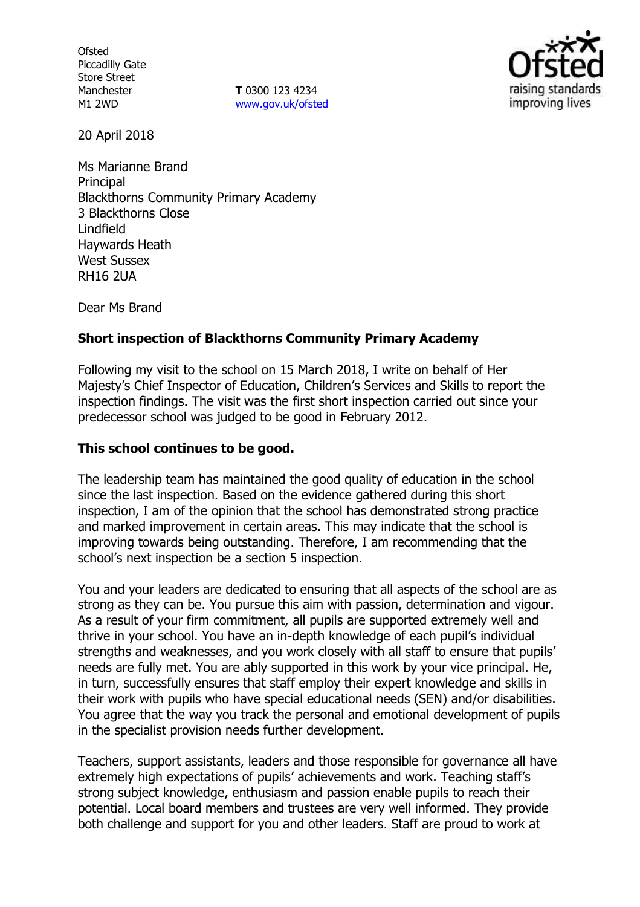Ofsted
Piccadilly Gate
Store Street
Manchester
M1 2WD

**T** 0300 123 4234
www.gov.uk/ofsted

20 April 2018

Ms Marianne Brand
Principal
Blackthorns Community Primary Academy
3 Blackthorns Close
Lindfield
Haywards Heath
West Sussex
RH16 2UA

Dear Ms Brand

**Short inspection of Blackthorns Community Primary Academy**

Following my visit to the school on 15 March 2018, I write on behalf of Her Majesty's Chief Inspector of Education, Children's Services and Skills to report the inspection findings. The visit was the first short inspection carried out since your predecessor school was judged to be good in February 2012.

**This school continues to be good.**

The leadership team has maintained the good quality of education in the school since the last inspection. Based on the evidence gathered during this short inspection, I am of the opinion that the school has demonstrated strong practice and marked improvement in certain areas. This may indicate that the school is improving towards being outstanding. Therefore, I am recommending that the school's next inspection be a section 5 inspection.

You and your leaders are dedicated to ensuring that all aspects of the school are as strong as they can be. You pursue this aim with passion, determination and vigour. As a result of your firm commitment, all pupils are supported extremely well and thrive in your school. You have an in-depth knowledge of each pupil's individual strengths and weaknesses, and you work closely with all staff to ensure that pupils' needs are fully met. You are ably supported in this work by your vice principal. He, in turn, successfully ensures that staff employ their expert knowledge and skills in their work with pupils who have special educational needs (SEN) and/or disabilities. You agree that the way you track the personal and emotional development of pupils in the specialist provision needs further development.

Teachers, support assistants, leaders and those responsible for governance all have extremely high expectations of pupils' achievements and work. Teaching staff's strong subject knowledge, enthusiasm and passion enable pupils to reach their potential. Local board members and trustees are very well informed. They provide both challenge and support for you and other leaders. Staff are proud to work at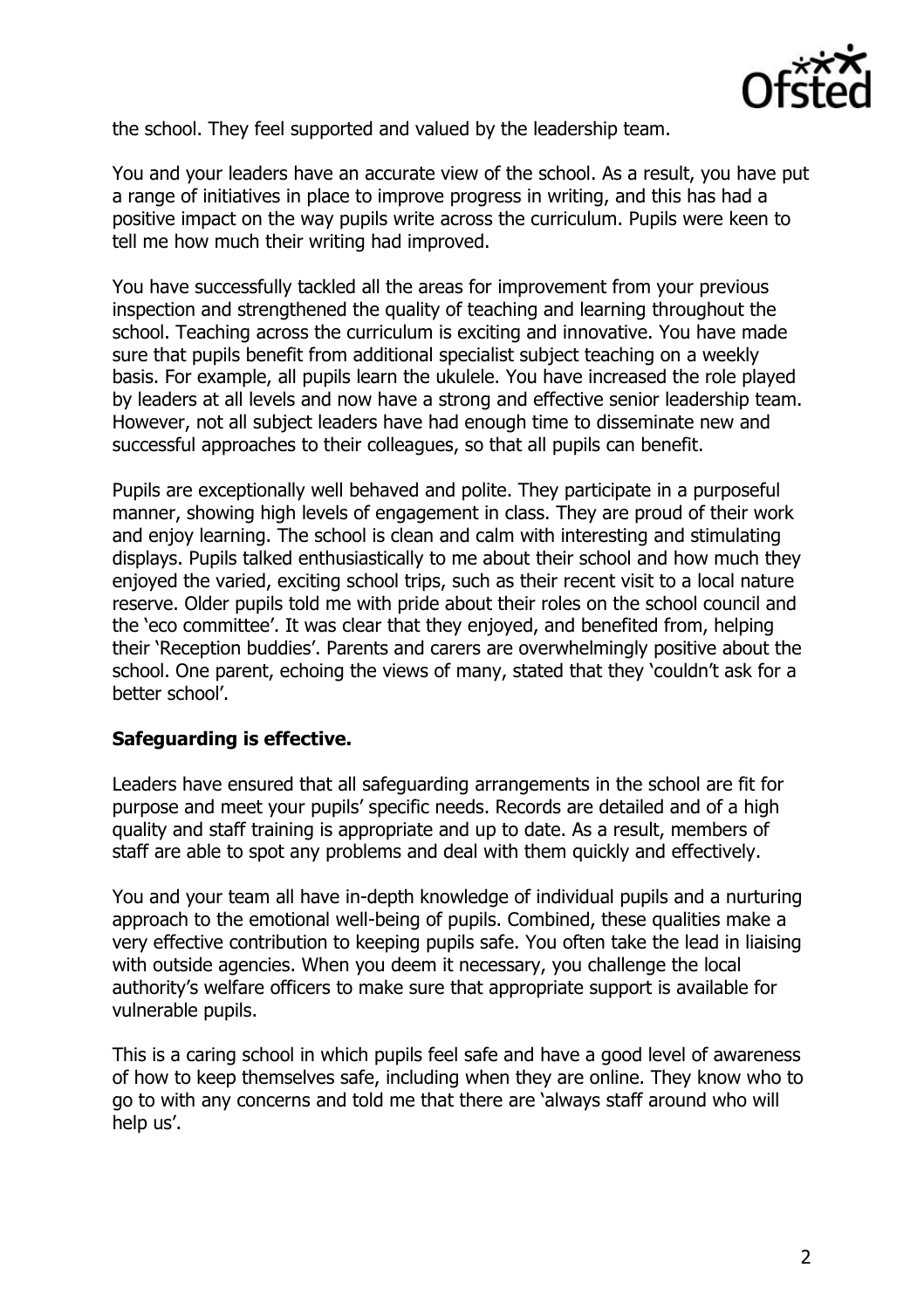the school. They feel supported and valued by the leadership team.

You and your leaders have an accurate view of the school. As a result, you have put a range of initiatives in place to improve progress in writing, and this has had a positive impact on the way pupils write across the curriculum. Pupils were keen to tell me how much their writing had improved.

You have successfully tackled all the areas for improvement from your previous inspection and strengthened the quality of teaching and learning throughout the school. Teaching across the curriculum is exciting and innovative. You have made sure that pupils benefit from additional specialist subject teaching on a weekly basis. For example, all pupils learn the ukulele. You have increased the role played by leaders at all levels and now have a strong and effective senior leadership team. However, not all subject leaders have had enough time to disseminate new and successful approaches to their colleagues, so that all pupils can benefit.

Pupils are exceptionally well behaved and polite. They participate in a purposeful manner, showing high levels of engagement in class. They are proud of their work and enjoy learning. The school is clean and calm with interesting and stimulating displays. Pupils talked enthusiastically to me about their school and how much they enjoyed the varied, exciting school trips, such as their recent visit to a local nature reserve. Older pupils told me with pride about their roles on the school council and the 'eco committee'. It was clear that they enjoyed, and benefited from, helping their 'Reception buddies'. Parents and carers are overwhelmingly positive about the school. One parent, echoing the views of many, stated that they 'couldn't ask for a better school'.

**Safeguarding is effective.**

Leaders have ensured that all safeguarding arrangements in the school are fit for purpose and meet your pupils' specific needs. Records are detailed and of a high quality and staff training is appropriate and up to date. As a result, members of staff are able to spot any problems and deal with them quickly and effectively.

You and your team all have in-depth knowledge of individual pupils and a nurturing approach to the emotional well-being of pupils. Combined, these qualities make a very effective contribution to keeping pupils safe. You often take the lead in liaising with outside agencies. When you deem it necessary, you challenge the local authority's welfare officers to make sure that appropriate support is available for vulnerable pupils.

This is a caring school in which pupils feel safe and have a good level of awareness of how to keep themselves safe, including when they are online. They know who to go to with any concerns and told me that there are 'always staff around who will help us'.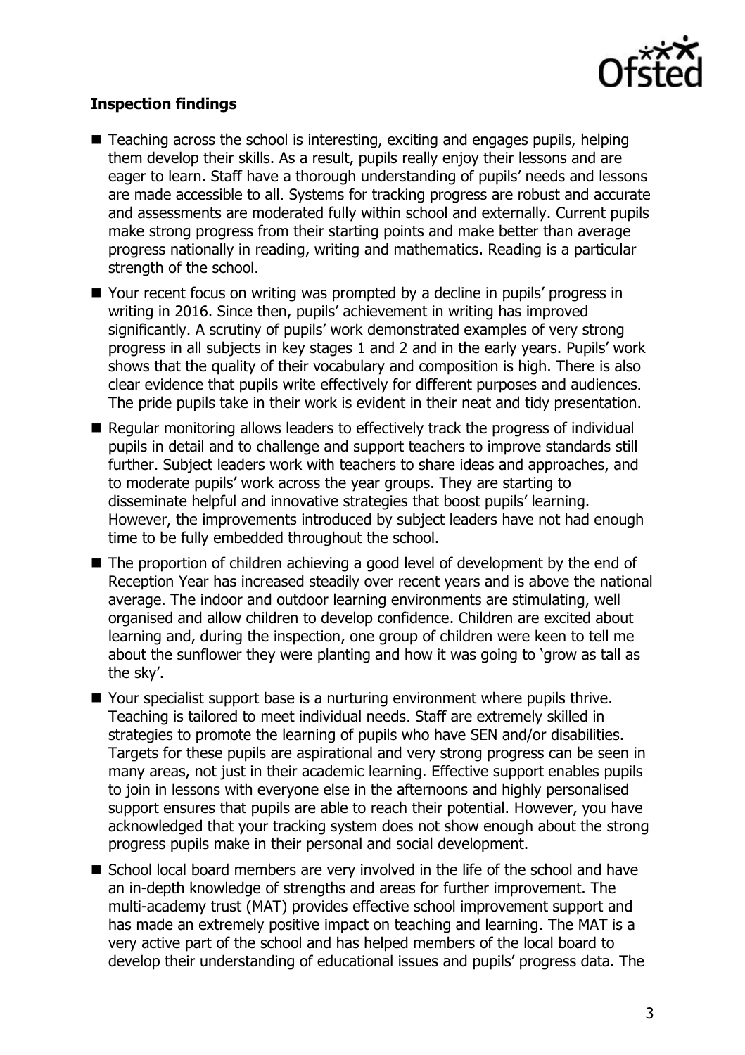**Inspection findings**

- Teaching across the school is interesting, exciting and engages pupils, helping them develop their skills. As a result, pupils really enjoy their lessons and are eager to learn. Staff have a thorough understanding of pupils' needs and lessons are made accessible to all. Systems for tracking progress are robust and accurate and assessments are moderated fully within school and externally. Current pupils make strong progress from their starting points and make better than average progress nationally in reading, writing and mathematics. Reading is a particular strength of the school.
- Your recent focus on writing was prompted by a decline in pupils' progress in writing in 2016. Since then, pupils' achievement in writing has improved significantly. A scrutiny of pupils' work demonstrated examples of very strong progress in all subjects in key stages 1 and 2 and in the early years. Pupils' work shows that the quality of their vocabulary and composition is high. There is also clear evidence that pupils write effectively for different purposes and audiences. The pride pupils take in their work is evident in their neat and tidy presentation.
- Regular monitoring allows leaders to effectively track the progress of individual pupils in detail and to challenge and support teachers to improve standards still further. Subject leaders work with teachers to share ideas and approaches, and to moderate pupils' work across the year groups. They are starting to disseminate helpful and innovative strategies that boost pupils' learning. However, the improvements introduced by subject leaders have not had enough time to be fully embedded throughout the school.
- The proportion of children achieving a good level of development by the end of Reception Year has increased steadily over recent years and is above the national average. The indoor and outdoor learning environments are stimulating, well organised and allow children to develop confidence. Children are excited about learning and, during the inspection, one group of children were keen to tell me about the sunflower they were planting and how it was going to 'grow as tall as the sky'.
- Your specialist support base is a nurturing environment where pupils thrive. Teaching is tailored to meet individual needs. Staff are extremely skilled in strategies to promote the learning of pupils who have SEN and/or disabilities. Targets for these pupils are aspirational and very strong progress can be seen in many areas, not just in their academic learning. Effective support enables pupils to join in lessons with everyone else in the afternoons and highly personalised support ensures that pupils are able to reach their potential. However, you have acknowledged that your tracking system does not show enough about the strong progress pupils make in their personal and social development.
- School local board members are very involved in the life of the school and have an in-depth knowledge of strengths and areas for further improvement. The multi-academy trust (MAT) provides effective school improvement support and has made an extremely positive impact on teaching and learning. The MAT is a very active part of the school and has helped members of the local board to develop their understanding of educational issues and pupils' progress data. The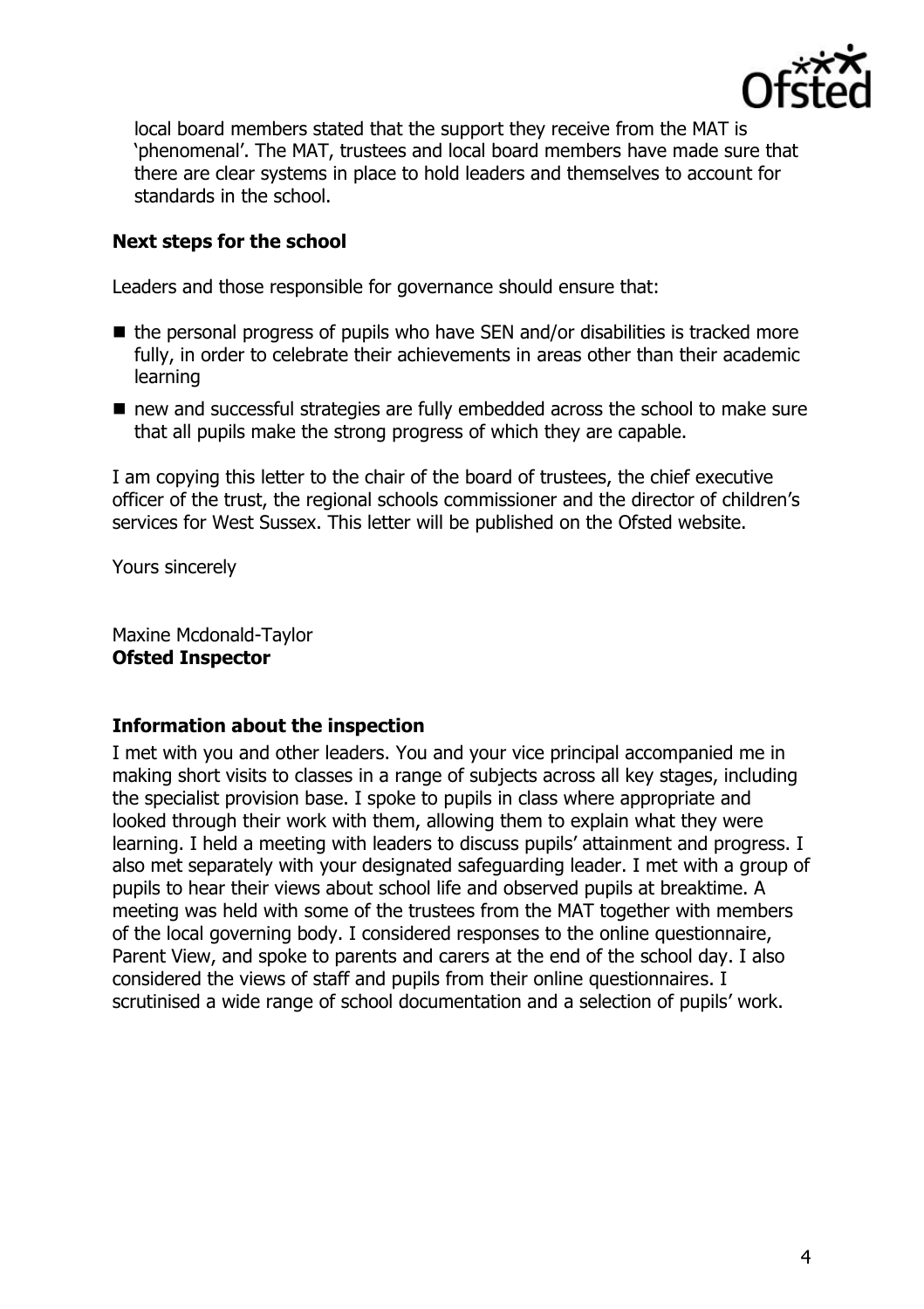local board members stated that the support they receive from the MAT is 'phenomenal'. The MAT, trustees and local board members have made sure that there are clear systems in place to hold leaders and themselves to account for standards in the school.

### Next steps for the school

Leaders and those responsible for governance should ensure that:

- the personal progress of pupils who have SEN and/or disabilities is tracked more fully, in order to celebrate their achievements in areas other than their academic learning
- new and successful strategies are fully embedded across the school to make sure that all pupils make the strong progress of which they are capable.

I am copying this letter to the chair of the board of trustees, the chief executive officer of the trust, the regional schools commissioner and the director of children's services for West Sussex. This letter will be published on the Ofsted website.

Yours sincerely

Maxine Mcdonald-Taylor
**Ofsted Inspector**

### Information about the inspection

I met with you and other leaders. You and your vice principal accompanied me in making short visits to classes in a range of subjects across all key stages, including the specialist provision base. I spoke to pupils in class where appropriate and looked through their work with them, allowing them to explain what they were learning. I held a meeting with leaders to discuss pupils' attainment and progress. I also met separately with your designated safeguarding leader. I met with a group of pupils to hear their views about school life and observed pupils at breaktime. A meeting was held with some of the trustees from the MAT together with members of the local governing body. I considered responses to the online questionnaire, Parent View, and spoke to parents and carers at the end of the school day. I also considered the views of staff and pupils from their online questionnaires. I scrutinised a wide range of school documentation and a selection of pupils' work.